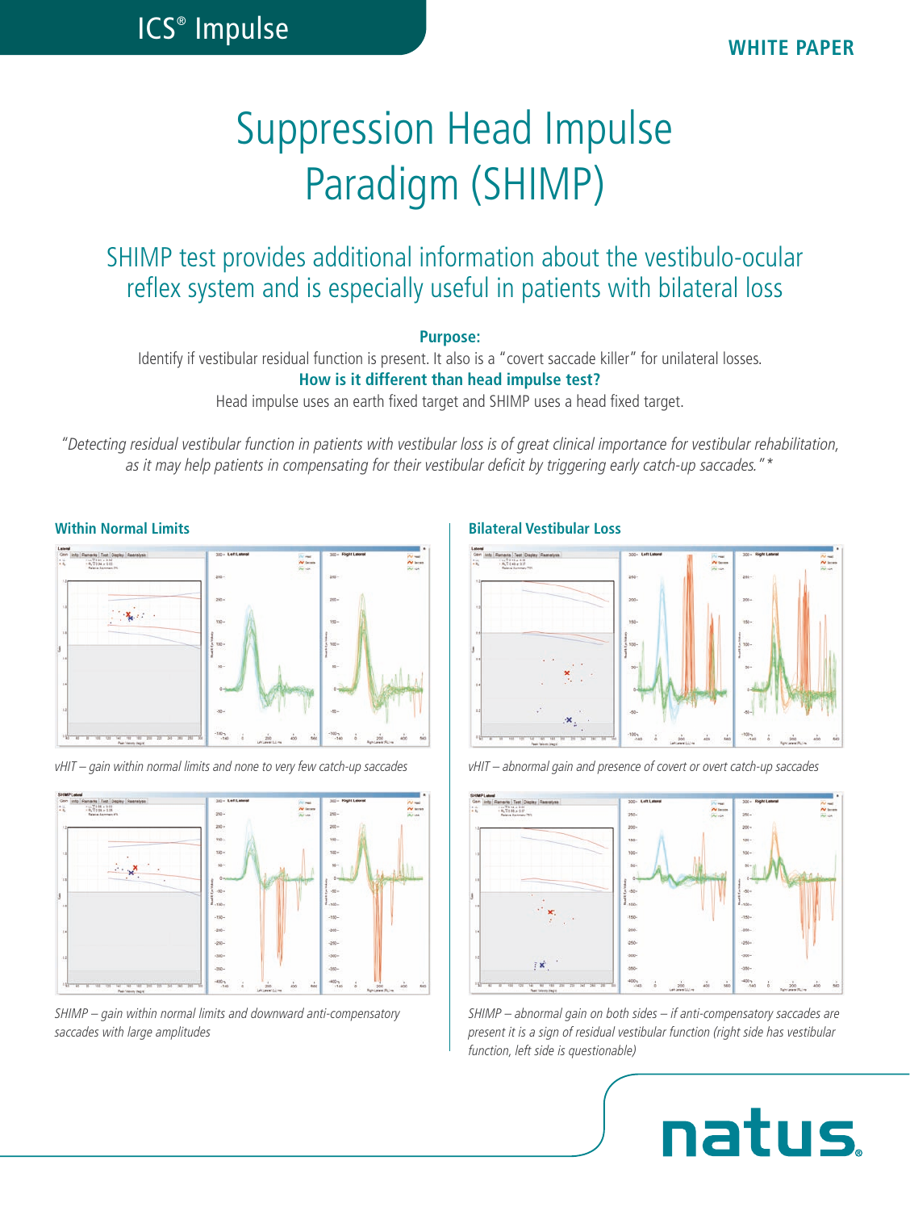# Suppression Head Impulse Paradigm (SHIMP)

## SHIMP test provides additional information about the vestibulo-ocular reflex system and is especially useful in patients with bilateral loss

**Purpose:**

Identify if vestibular residual function is present. It also is a "covert saccade killer" for unilateral losses.

**How is it different than head impulse test?**

Head impulse uses an earth fixed target and SHIMP uses a head fixed target.

*"Detecting residual vestibular function in patients with vestibular loss is of great clinical importance for vestibular rehabilitation, as it may help patients in compensating for their vestibular deficit by triggering early catch-up saccades."* *

### Within Normal Limits

*vHIT – gain within normal limits and none to very few catch-up saccades*

*SHIMP – gain within normal limits and downward anti-compensatory saccades with large amplitudes*

### Bilateral Vestibular Loss

*vHIT – abnormal gain and presence of covert or overt catch-up saccades*

*SHIMP – abnormal gain on both sides – if anti-compensatory saccades are present it is a sign of residual vestibular function (right side has vestibular function, left side is questionable)*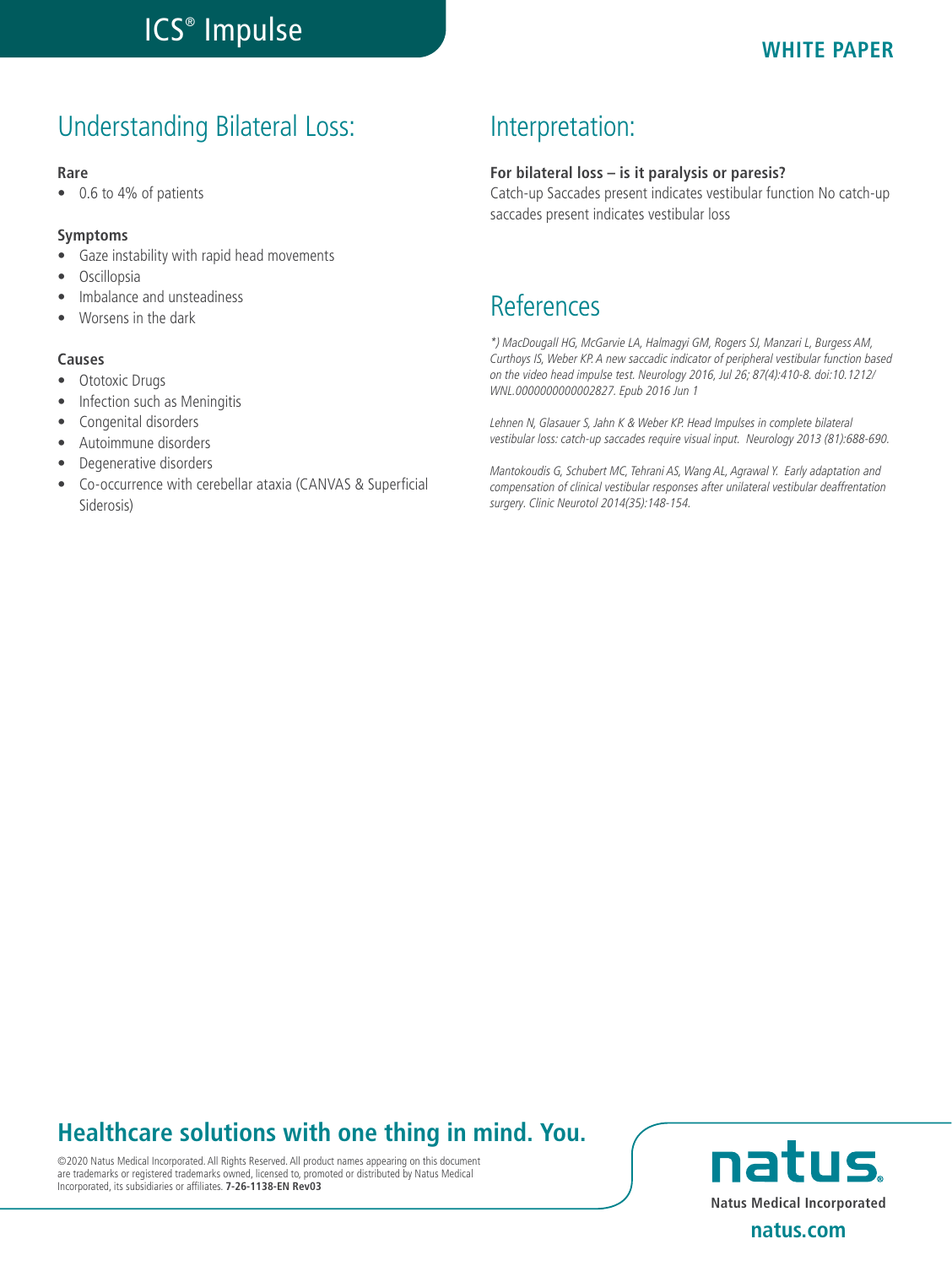## Understanding Bilateral Loss:

**Rare**

- 0.6 to 4% of patients

**Symptoms**

- Gaze instability with rapid head movements
- Oscillopsia
- Imbalance and unsteadiness
- Worsens in the dark

**Causes**

- Ototoxic Drugs
- Infection such as Meningitis
- Congenital disorders
- Autoimmune disorders
- Degenerative disorders
- Co-occurrence with cerebellar ataxia (CANVAS & Superficial Siderosis)

## Interpretation:

**For bilateral loss – is it paralysis or paresis?**

Catch-up Saccades present indicates vestibular function No catch-up saccades present indicates vestibular loss

## References

*\*) MacDougall HG, McGarvie LA, Halmagyi GM, Rogers SJ, Manzari L, Burgess AM, Curthoys IS, Weber KP. A new saccadic indicator of peripheral vestibular function based on the video head impulse test. Neurology 2016, Jul 26; 87(4):410-8. doi:10.1212/WNL.0000000000002827. Epub 2016 Jun 1*

*Lehnen N, Glasauer S, Jahn K & Weber KP. Head Impulses in complete bilateral vestibular loss: catch-up saccades require visual input. Neurology 2013 (81):688-690.*

*Mantokoudis G, Schubert MC, Tehrani AS, Wang AL, Agrawal Y. Early adaptation and compensation of clinical vestibular responses after unilateral vestibular deafferentation surgery. Clinic Neurotol 2014(35):148-154.*

**Healthcare solutions with one thing in mind. You.**

©2020 Natus Medical Incorporated. All Rights Reserved. All product names appearing on this document are trademarks or registered trademarks owned, licensed to, promoted or distributed by Natus Medical Incorporated, its subsidiaries or affiliates. **7-26-1138-EN Rev03**

natus.

Natus Medical Incorporated

natus.com